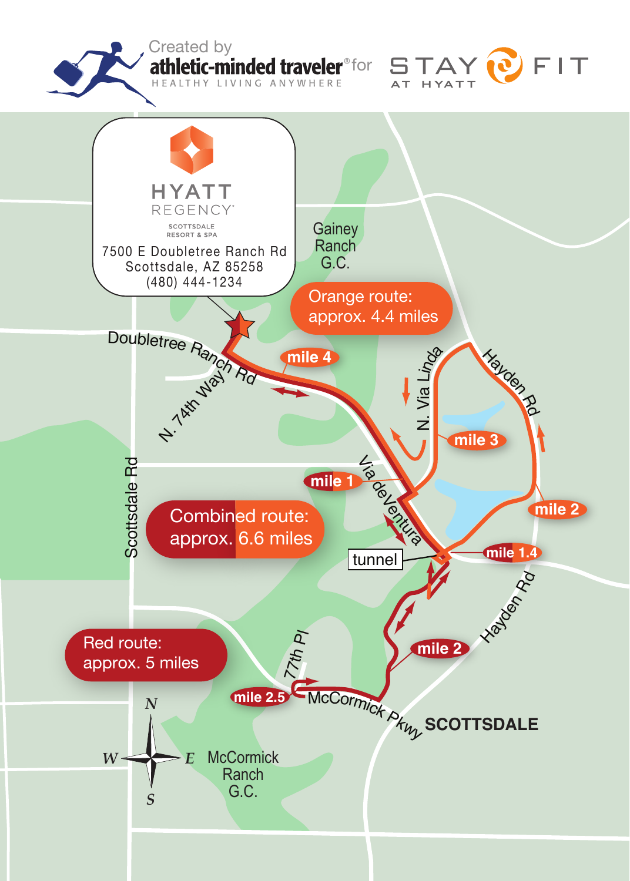Created by **athletic-minded traveler**® for STAY FIT AT HYATT

HEALTHY LIVING ANYWHERE

**HYATT REGENCY**

SCOTTSDALE RESORT & SPA

7500 E Doubletree Ranch Rd
Scottsdale, AZ 85258
(480) 444-1234

Orange route: approx. 4.4 miles

Combined route: approx. 6.6 miles

Red route: approx. 5 miles

Gainey Ranch G.C.

Doubletree Ranch Rd

N. 74th Way

N. Via Linda

Hayden Rd

Via deVentura

Scottsdale Rd

tunnel

77th Pl

McCormick Pkwy

SCOTTSDALE

McCormick Ranch G.C.

mile 1

mile 1.4

mile 2

mile 2.5

mile 3

mile 4

N E S W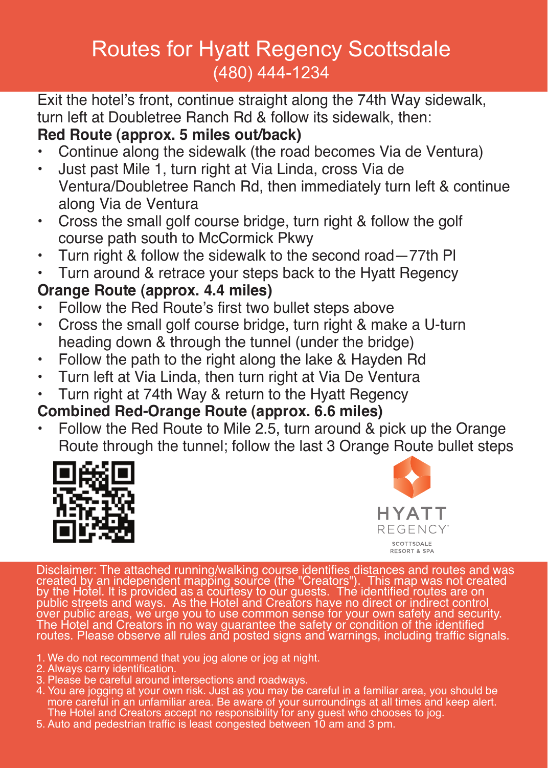# Routes for Hyatt Regency Scottsdale

(480) 444-1234

Exit the hotel's front, continue straight along the 74th Way sidewalk, turn left at Doubletree Ranch Rd & follow its sidewalk, then:

**Red Route (approx. 5 miles out/back)**

- Continue along the sidewalk (the road becomes Via de Ventura)
- Just past Mile 1, turn right at Via Linda, cross Via de Ventura/Doubletree Ranch Rd, then immediately turn left & continue along Via de Ventura
- Cross the small golf course bridge, turn right & follow the golf course path south to McCormick Pkwy
- Turn right & follow the sidewalk to the second road—77th Pl
- Turn around & retrace your steps back to the Hyatt Regency

**Orange Route (approx. 4.4 miles)**

- Follow the Red Route's first two bullet steps above
- Cross the small golf course bridge, turn right & make a U-turn heading down & through the tunnel (under the bridge)
- Follow the path to the right along the lake & Hayden Rd
- Turn left at Via Linda, then turn right at Via De Ventura
- Turn right at 74th Way & return to the Hyatt Regency

**Combined Red-Orange Route (approx. 6.6 miles)**

- Follow the Red Route to Mile 2.5, turn around & pick up the Orange Route through the tunnel; follow the last 3 Orange Route bullet steps

HYATT REGENCY
SCOTTSDALE RESORT & SPA

Disclaimer: The attached running/walking course identifies distances and routes and was created by an independent mapping source (the "Creators"). This map was not created by the Hotel. It is provided as a courtesy to our guests. The identified routes are on public streets and ways. As the Hotel and Creators have no direct or indirect control over public areas, we urge you to use common sense for your own safety and security. The Hotel and Creators in no way guarantee the safety or condition of the identified routes. Please observe all rules and posted signs and warnings, including traffic signals.

1. We do not recommend that you jog alone or jog at night.
2. Always carry identification.
3. Please be careful around intersections and roadways.
4. You are jogging at your own risk. Just as you may be careful in a familiar area, you should be more careful in an unfamiliar area. Be aware of your surroundings at all times and keep alert. The Hotel and Creators accept no responsibility for any guest who chooses to jog.
5. Auto and pedestrian traffic is least congested between 10 am and 3 pm.